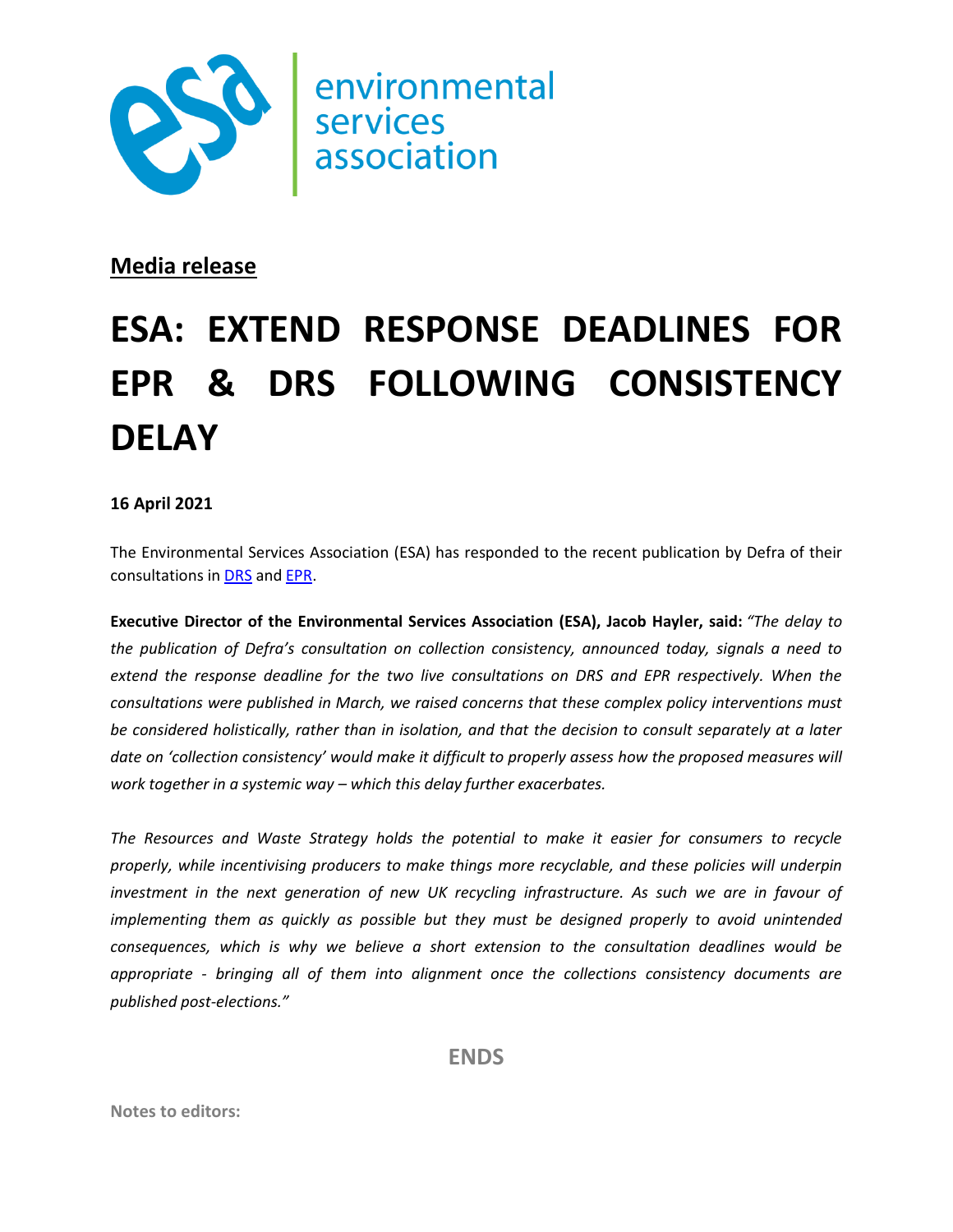environmental services association

**Media release**

# ESA: EXTEND RESPONSE DEADLINES FOR EPR & DRS FOLLOWING CONSISTENCY DELAY

**16 April 2021**

The Environmental Services Association (ESA) has responded to the recent publication by Defra of their consultations in DRS and EPR.

**Executive Director of the Environmental Services Association (ESA), Jacob Hayler, said:** *"The delay to the publication of Defra's consultation on collection consistency, announced today, signals a need to extend the response deadline for the two live consultations on DRS and EPR respectively. When the consultations were published in March, we raised concerns that these complex policy interventions must be considered holistically, rather than in isolation, and that the decision to consult separately at a later date on 'collection consistency' would make it difficult to properly assess how the proposed measures will work together in a systemic way – which this delay further exacerbates.*

*The Resources and Waste Strategy holds the potential to make it easier for consumers to recycle properly, while incentivising producers to make things more recyclable, and these policies will underpin investment in the next generation of new UK recycling infrastructure. As such we are in favour of implementing them as quickly as possible but they must be designed properly to avoid unintended consequences, which is why we believe a short extension to the consultation deadlines would be appropriate - bringing all of them into alignment once the collections consistency documents are published post-elections."*

**ENDS**

**Notes to editors:**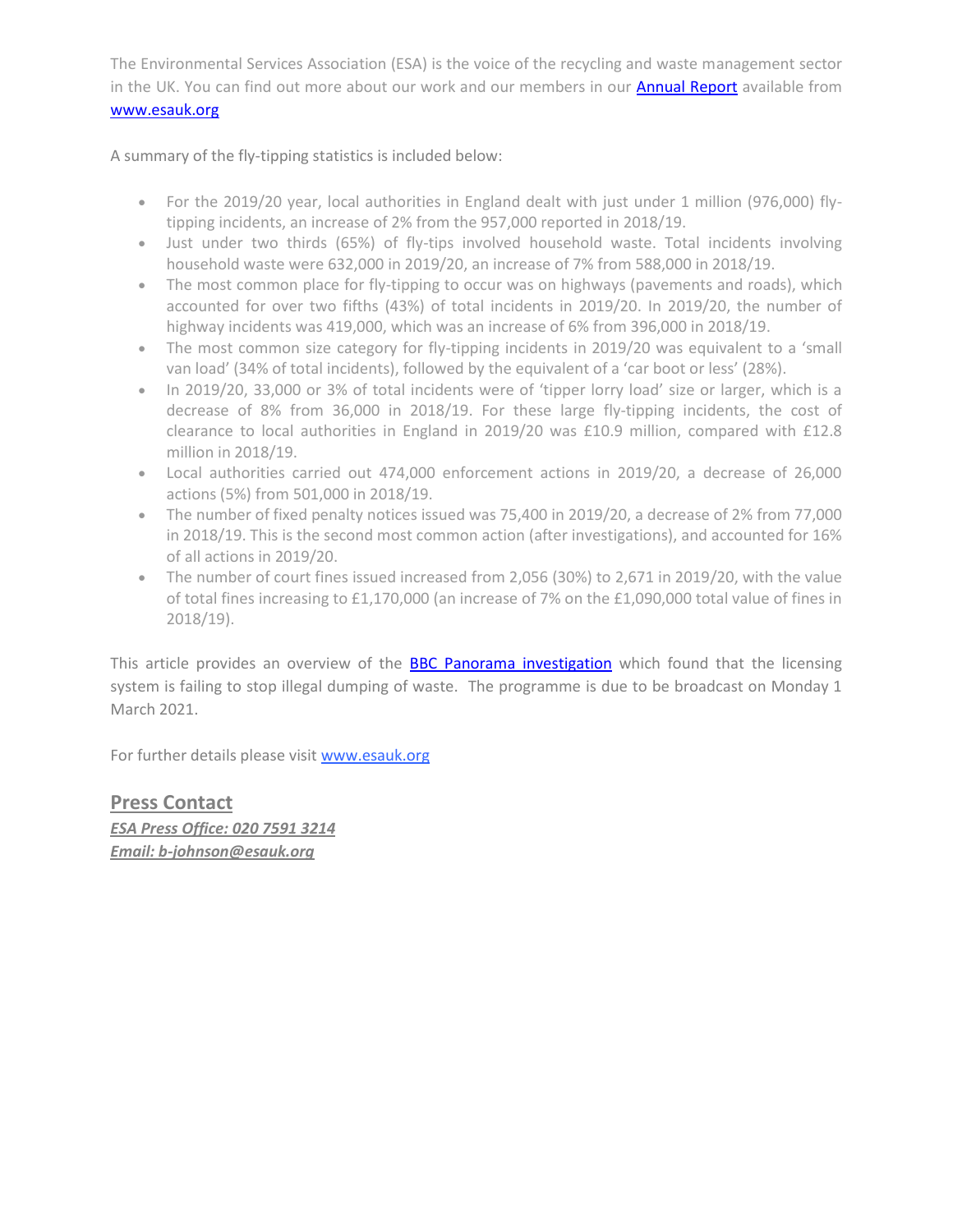The Environmental Services Association (ESA) is the voice of the recycling and waste management sector in the UK. You can find out more about our work and our members in our [Annual Report](#) available from [www.esauk.org](#)

A summary of the fly-tipping statistics is included below:

- For the 2019/20 year, local authorities in England dealt with just under 1 million (976,000) fly-tipping incidents, an increase of 2% from the 957,000 reported in 2018/19.
- Just under two thirds (65%) of fly-tips involved household waste. Total incidents involving household waste were 632,000 in 2019/20, an increase of 7% from 588,000 in 2018/19.
- The most common place for fly-tipping to occur was on highways (pavements and roads), which accounted for over two fifths (43%) of total incidents in 2019/20. In 2019/20, the number of highway incidents was 419,000, which was an increase of 6% from 396,000 in 2018/19.
- The most common size category for fly-tipping incidents in 2019/20 was equivalent to a 'small van load' (34% of total incidents), followed by the equivalent of a 'car boot or less' (28%).
- In 2019/20, 33,000 or 3% of total incidents were of 'tipper lorry load' size or larger, which is a decrease of 8% from 36,000 in 2018/19. For these large fly-tipping incidents, the cost of clearance to local authorities in England in 2019/20 was £10.9 million, compared with £12.8 million in 2018/19.
- Local authorities carried out 474,000 enforcement actions in 2019/20, a decrease of 26,000 actions (5%) from 501,000 in 2018/19.
- The number of fixed penalty notices issued was 75,400 in 2019/20, a decrease of 2% from 77,000 in 2018/19. This is the second most common action (after investigations), and accounted for 16% of all actions in 2019/20.
- The number of court fines issued increased from 2,056 (30%) to 2,671 in 2019/20, with the value of total fines increasing to £1,170,000 (an increase of 7% on the £1,090,000 total value of fines in 2018/19).

This article provides an overview of the [BBC Panorama investigation](#) which found that the licensing system is failing to stop illegal dumping of waste. The programme is due to be broadcast on Monday 1 March 2021.

For further details please visit [www.esauk.org](#)

## Press Contact

***ESA Press Office: 020 7591 3214***
***Email: b-johnson@esauk.org***